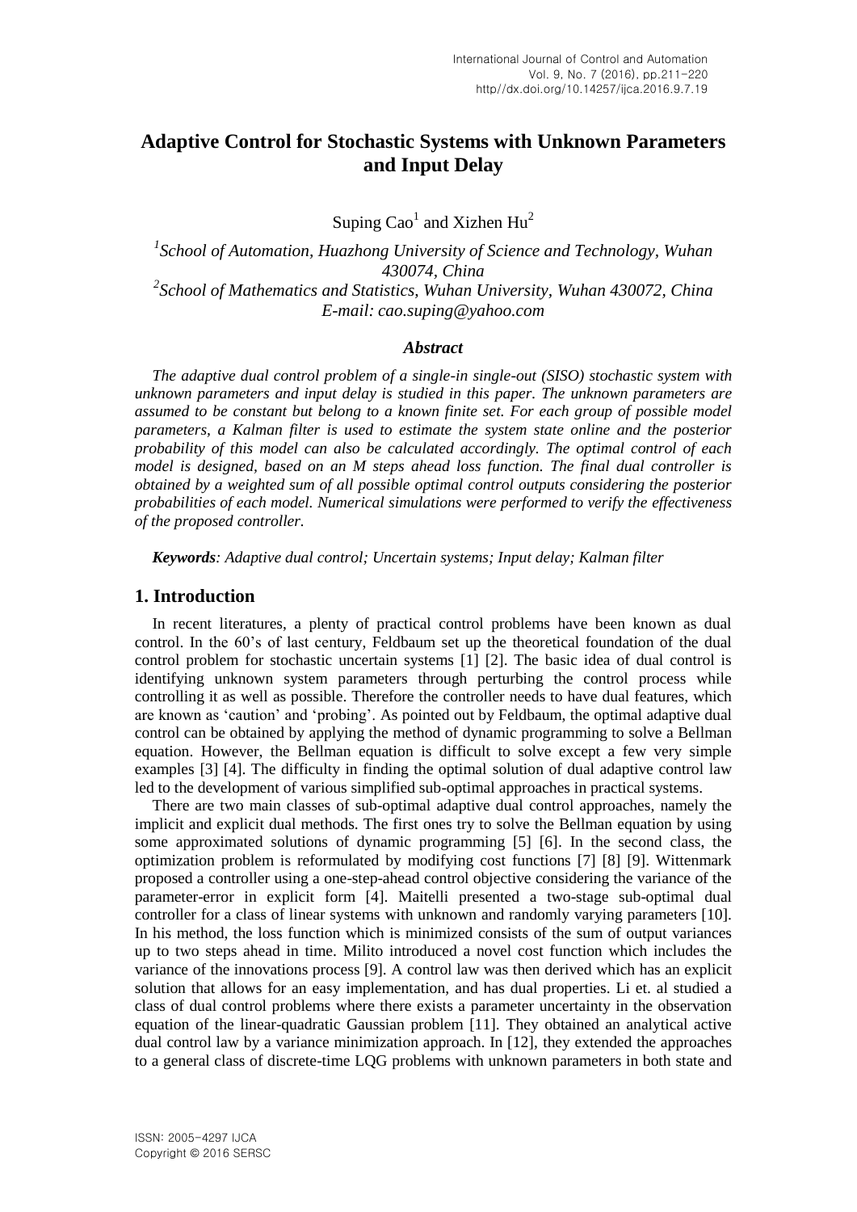# Adaptive Control for Stochastic Systems with Unknown Parameters and Input Delay

Suping Cao[1] and Xizhen Hu[2]

[1]*School of Automation, Huazhong University of Science and Technology, Wuhan 430074, China*
[2]*School of Mathematics and Statistics, Wuhan University, Wuhan 430072, China*
*E-mail: cao.suping@yahoo.com*

### *Abstract*

*The adaptive dual control problem of a single-in single-out (SISO) stochastic system with unknown parameters and input delay is studied in this paper. The unknown parameters are assumed to be constant but belong to a known finite set. For each group of possible model parameters, a Kalman filter is used to estimate the system state online and the posterior probability of this model can also be calculated accordingly. The optimal control of each model is designed, based on an M steps ahead loss function. The final dual controller is obtained by a weighted sum of all possible optimal control outputs considering the posterior probabilities of each model. Numerical simulations were performed to verify the effectiveness of the proposed controller.*

***Keywords****: Adaptive dual control; Uncertain systems; Input delay; Kalman filter*

## 1. Introduction

In recent literatures, a plenty of practical control problems have been known as dual control. In the 60's of last century, Feldbaum set up the theoretical foundation of the dual control problem for stochastic uncertain systems [1] [2]. The basic idea of dual control is identifying unknown system parameters through perturbing the control process while controlling it as well as possible. Therefore the controller needs to have dual features, which are known as 'caution' and 'probing'. As pointed out by Feldbaum, the optimal adaptive dual control can be obtained by applying the method of dynamic programming to solve a Bellman equation. However, the Bellman equation is difficult to solve except a few very simple examples [3] [4]. The difficulty in finding the optimal solution of dual adaptive control law led to the development of various simplified sub-optimal approaches in practical systems.

There are two main classes of sub-optimal adaptive dual control approaches, namely the implicit and explicit dual methods. The first ones try to solve the Bellman equation by using some approximated solutions of dynamic programming [5] [6]. In the second class, the optimization problem is reformulated by modifying cost functions [7] [8] [9]. Wittenmark proposed a controller using a one-step-ahead control objective considering the variance of the parameter-error in explicit form [4]. Maitelli presented a two-stage sub-optimal dual controller for a class of linear systems with unknown and randomly varying parameters [10]. In his method, the loss function which is minimized consists of the sum of output variances up to two steps ahead in time. Milito introduced a novel cost function which includes the variance of the innovations process [9]. A control law was then derived which has an explicit solution that allows for an easy implementation, and has dual properties. Li et. al studied a class of dual control problems where there exists a parameter uncertainty in the observation equation of the linear-quadratic Gaussian problem [11]. They obtained an analytical active dual control law by a variance minimization approach. In [12], they extended the approaches to a general class of discrete-time LQG problems with unknown parameters in both state and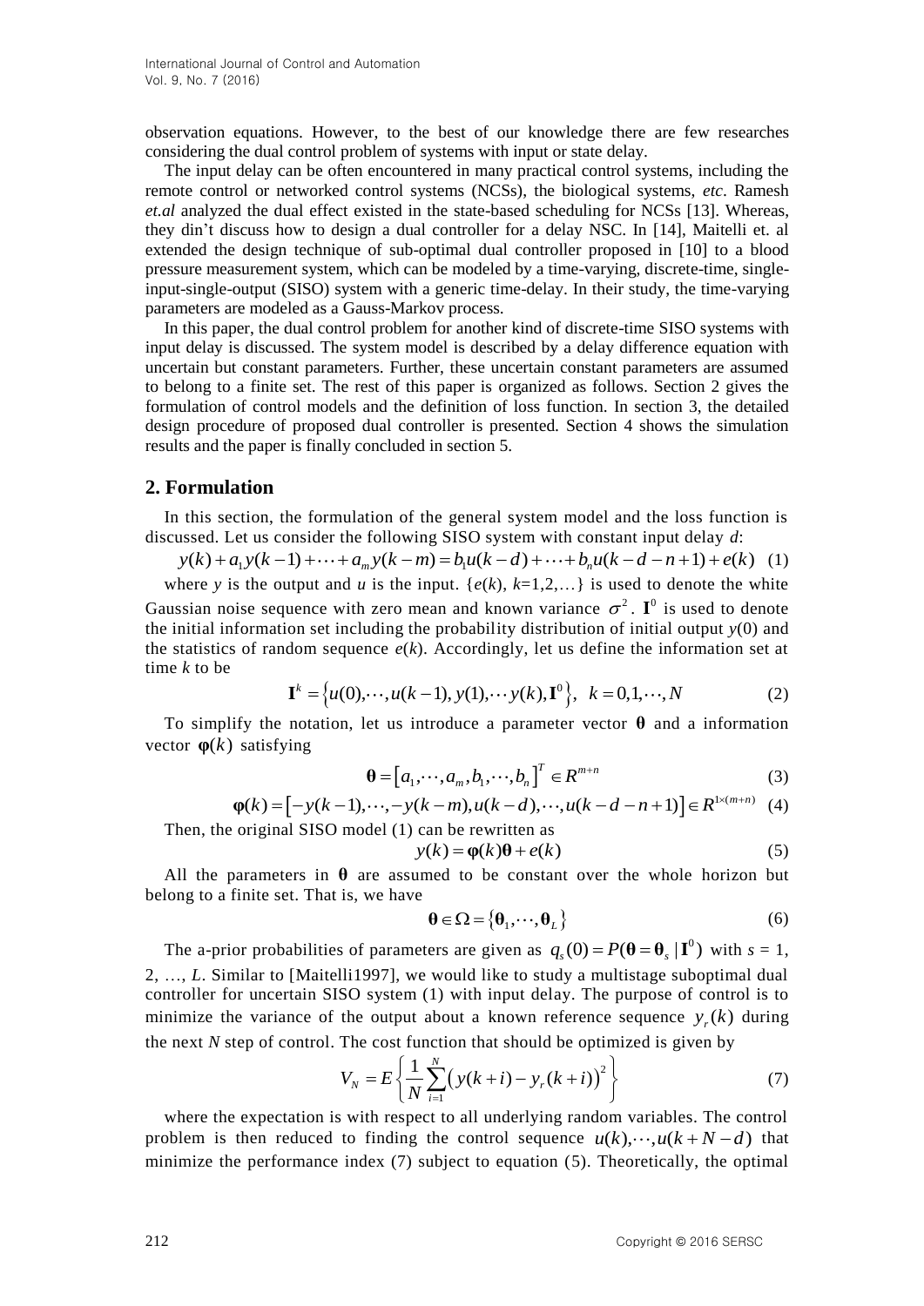observation equations. However, to the best of our knowledge there are few researches considering the dual control problem of systems with input or state delay.

The input delay can be often encountered in many practical control systems, including the remote control or networked control systems (NCSs), the biological systems, *etc*. Ramesh *et.al* analyzed the dual effect existed in the state-based scheduling for NCSs [13]. Whereas, they din't discuss how to design a dual controller for a delay NSC. In [14], Maitelli et. al extended the design technique of sub-optimal dual controller proposed in [10] to a blood pressure measurement system, which can be modeled by a time-varying, discrete-time, single-input-single-output (SISO) system with a generic time-delay. In their study, the time-varying parameters are modeled as a Gauss-Markov process.

In this paper, the dual control problem for another kind of discrete-time SISO systems with input delay is discussed. The system model is described by a delay difference equation with uncertain but constant parameters. Further, these uncertain constant parameters are assumed to belong to a finite set. The rest of this paper is organized as follows. Section 2 gives the formulation of control models and the definition of loss function. In section 3, the detailed design procedure of proposed dual controller is presented. Section 4 shows the simulation results and the paper is finally concluded in section 5.

## 2. Formulation

In this section, the formulation of the general system model and the loss function is discussed. Let us consider the following SISO system with constant input delay $d$:

$$y(k)+a_1y(k-1)+\cdots+a_my(k-m)=b_1u(k-d)+\cdots+b_nu(k-d-n+1)+e(k) \quad (1)$$

where $y$ is the output and $u$ is the input. $\{e(k), k=1,2,\ldots\}$ is used to denote the white Gaussian noise sequence with zero mean and known variance $\sigma^2$. $\mathbf{I}^0$ is used to denote the initial information set including the probability distribution of initial output $y(0)$ and the statistics of random sequence $e(k)$. Accordingly, let us define the information set at time $k$ to be

$$\mathbf{I}^k=\left\{u(0),\cdots,u(k-1),y(1),\cdots y(k),\mathbf{I}^0\right\},\quad k=0,1,\cdots,N \quad (2)$$

To simplify the notation, let us introduce a parameter vector $\boldsymbol{\theta}$ and a information vector $\boldsymbol{\varphi}(k)$ satisfying

$$\boldsymbol{\theta}=\left[a_1,\cdots,a_m,b_1,\cdots,b_n\right]^T\in R^{m+n} \quad (3)$$

$$\boldsymbol{\varphi}(k)=\left[-y(k-1),\cdots,-y(k-m),u(k-d),\cdots,u(k-d-n+1)\right]\in R^{1\times(m+n)} \quad (4)$$

Then, the original SISO model (1) can be rewritten as

$$y(k)=\boldsymbol{\varphi}(k)\boldsymbol{\theta}+e(k) \quad (5)$$

All the parameters in $\boldsymbol{\theta}$ are assumed to be constant over the whole horizon but belong to a finite set. That is, we have

$$\boldsymbol{\theta}\in\Omega=\left\{\boldsymbol{\theta}_1,\cdots,\boldsymbol{\theta}_L\right\} \quad (6)$$

The a-prior probabilities of parameters are given as $q_s(0)=P(\boldsymbol{\theta}=\boldsymbol{\theta}_s\,|\,\mathbf{I}^0)$ with $s$ = 1, 2, …, $L$. Similar to [Maitelli1997], we would like to study a multistage suboptimal dual controller for uncertain SISO system (1) with input delay. The purpose of control is to minimize the variance of the output about a known reference sequence $y_r(k)$ during the next $N$ step of control. The cost function that should be optimized is given by

$$V_N=E\left\{\frac{1}{N}\sum_{i=1}^{N}\left(y(k+i)-y_r(k+i)\right)^2\right\} \quad (7)$$

where the expectation is with respect to all underlying random variables. The control problem is then reduced to finding the control sequence $u(k),\cdots,u(k+N-d)$ that minimize the performance index (7) subject to equation (5). Theoretically, the optimal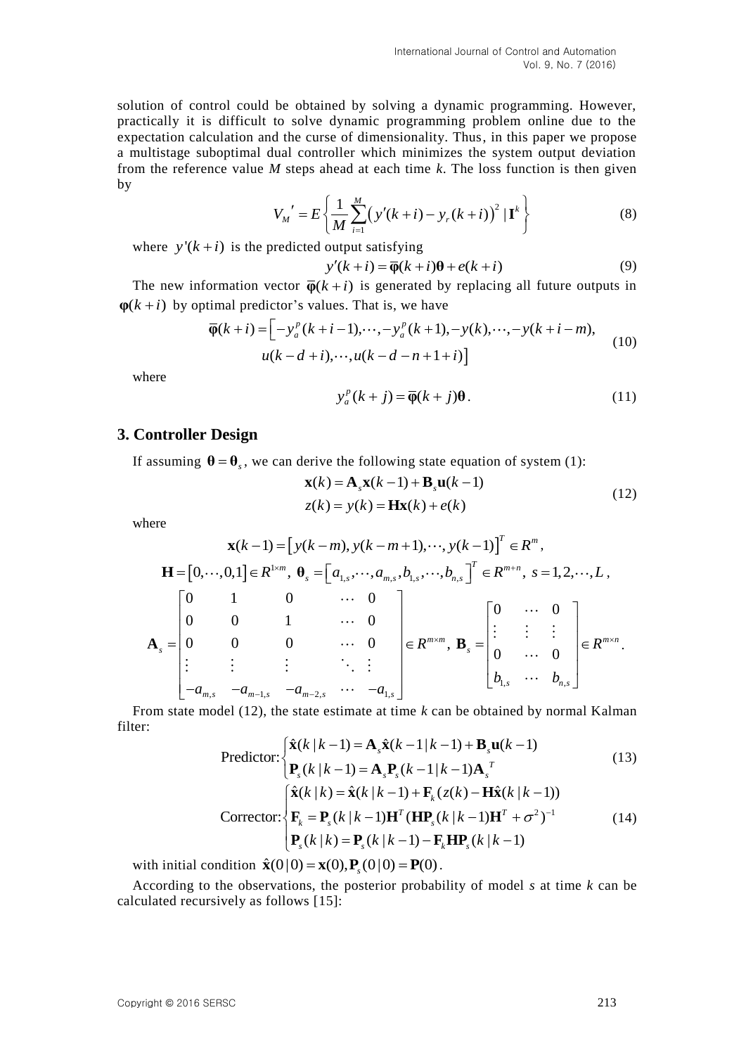solution of control could be obtained by solving a dynamic programming. However, practically it is difficult to solve dynamic programming problem online due to the expectation calculation and the curse of dimensionality. Thus, in this paper we propose a multistage suboptimal dual controller which minimizes the system output deviation from the reference value *M* steps ahead at each time *k*. The loss function is then given by

$$V_M{}' = E\left\{ \frac{1}{M} \sum_{i=1}^{M} \left( y'(k+i) - y_r(k+i) \right)^2 | \mathbf{I}^k \right\} \tag{8}$$

where $y'(k+i)$ is the predicted output satisfying

$$y'(k+i) = \overline{\boldsymbol{\varphi}}(k+i)\boldsymbol{\theta} + e(k+i) \tag{9}$$

The new information vector $\overline{\boldsymbol{\varphi}}(k+i)$ is generated by replacing all future outputs in $\boldsymbol{\varphi}(k+i)$ by optimal predictor's values. That is, we have

$$\begin{aligned} \overline{\boldsymbol{\varphi}}(k+i) = \big[ & -y_a^p(k+i-1), \cdots, -y_a^p(k+1), -y(k), \cdots, -y(k+i-m), \\ & u(k-d+i), \cdots, u(k-d-n+1+i) \big] \end{aligned} \tag{10}$$

where

$$y_a^p(k+j) = \overline{\boldsymbol{\varphi}}(k+j)\boldsymbol{\theta}. \tag{11}$$

## 3. Controller Design

If assuming $\boldsymbol{\theta} = \boldsymbol{\theta}_s$, we can derive the following state equation of system (1):

$$\begin{aligned} \mathbf{x}(k) &= \mathbf{A}_s \mathbf{x}(k-1) + \mathbf{B}_s \mathbf{u}(k-1) \\ z(k) &= y(k) = \mathbf{H}\mathbf{x}(k) + e(k) \end{aligned} \tag{12}$$

where

$$\mathbf{x}(k-1) = \left[ y(k-m), y(k-m+1), \cdots, y(k-1) \right]^T \in R^m,$$

$$\mathbf{H} = [0, \cdots, 0, 1] \in R^{1 \times m},\ \boldsymbol{\theta}_s = \left[ a_{1,s}, \cdots, a_{m,s}, b_{1,s}, \cdots, b_{n,s} \right]^T \in R^{m+n},\ s = 1, 2, \cdots, L,$$

$$\mathbf{A}_s = \begin{bmatrix} 0 & 1 & 0 & \cdots & 0 \\ 0 & 0 & 1 & \cdots & 0 \\ 0 & 0 & 0 & \cdots & 0 \\ \vdots & \vdots & \vdots & \ddots & \vdots \\ -a_{m,s} & -a_{m-1,s} & -a_{m-2,s} & \cdots & -a_{1,s} \end{bmatrix} \in R^{m \times m},\ \mathbf{B}_s = \begin{bmatrix} 0 & \cdots & 0 \\ \vdots & \vdots & \vdots \\ 0 & \cdots & 0 \\ b_{1,s} & \cdots & b_{n,s} \end{bmatrix} \in R^{m \times n}.$$

From state model (12), the state estimate at time *k* can be obtained by normal Kalman filter:

$$\text{Predictor:} \begin{cases} \hat{\mathbf{x}}(k\,|\,k-1) = \mathbf{A}_s \hat{\mathbf{x}}(k-1\,|\,k-1) + \mathbf{B}_s \mathbf{u}(k-1) \\ \mathbf{P}_s(k\,|\,k-1) = \mathbf{A}_s \mathbf{P}_s(k-1\,|\,k-1) \mathbf{A}_s{}^T \end{cases} \tag{13}$$

$$\text{Corrector:} \begin{cases} \hat{\mathbf{x}}(k\,|\,k) = \hat{\mathbf{x}}(k\,|\,k-1) + \mathbf{F}_k (z(k) - \mathbf{H}\hat{\mathbf{x}}(k\,|\,k-1)) \\ \mathbf{F}_k = \mathbf{P}_s(k\,|\,k-1)\mathbf{H}^T (\mathbf{H}\mathbf{P}_s(k\,|\,k-1)\mathbf{H}^T + \sigma^2)^{-1} \\ \mathbf{P}_s(k\,|\,k) = \mathbf{P}_s(k\,|\,k-1) - \mathbf{F}_k \mathbf{H} \mathbf{P}_s(k\,|\,k-1) \end{cases} \tag{14}$$

with initial condition $\hat{\mathbf{x}}(0\,|\,0) = \mathbf{x}(0), \mathbf{P}_s(0\,|\,0) = \mathbf{P}(0)$.

According to the observations, the posterior probability of model *s* at time *k* can be calculated recursively as follows [15]: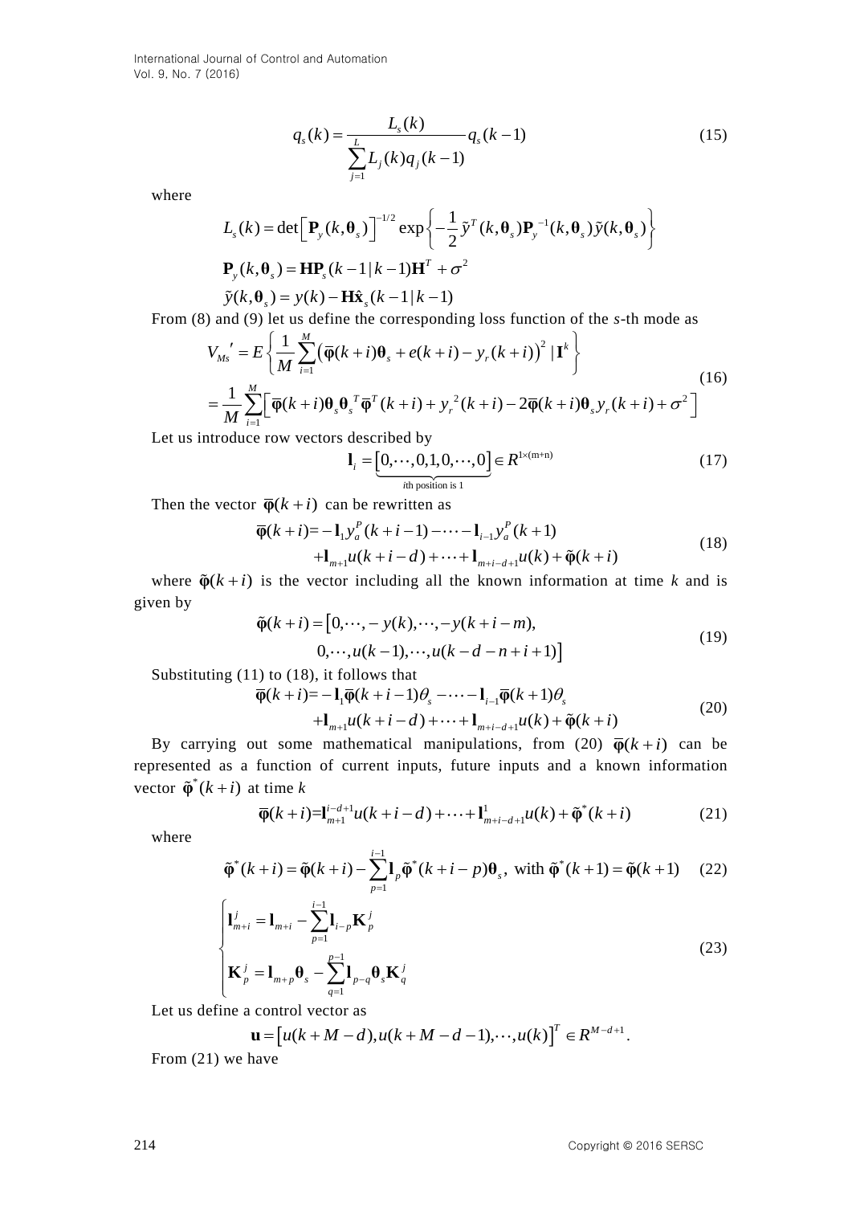$$q_s(k) = \frac{L_s(k)}{\sum_{j=1}^{L} L_j(k) q_j(k-1)} q_s(k-1) \tag{15}$$

where

$$L_s(k) = \det\left[\mathbf{P}_y(k, \boldsymbol{\theta}_s)\right]^{-1/2} \exp\left\{-\frac{1}{2}\tilde{y}^T(k, \boldsymbol{\theta}_s)\mathbf{P}_y^{-1}(k, \boldsymbol{\theta}_s)\tilde{y}(k, \boldsymbol{\theta}_s)\right\}$$

$$\mathbf{P}_y(k, \boldsymbol{\theta}_s) = \mathbf{H}\mathbf{P}_s(k-1|k-1)\mathbf{H}^T + \sigma^2$$

$$\tilde{y}(k, \boldsymbol{\theta}_s) = y(k) - \mathbf{H}\hat{\mathbf{x}}_s(k-1|k-1)$$

From (8) and (9) let us define the corresponding loss function of the $s$-th mode as

$$\begin{aligned} V_{Ms}{}' &= E\left\{\frac{1}{M}\sum_{i=1}^{M}\left(\overline{\boldsymbol{\varphi}}(k+i)\boldsymbol{\theta}_s + e(k+i) - y_r(k+i)\right)^2 \mid \mathbf{I}^k\right\} \\ &= \frac{1}{M}\sum_{i=1}^{M}\left[\overline{\boldsymbol{\varphi}}(k+i)\boldsymbol{\theta}_s\boldsymbol{\theta}_s{}^T\overline{\boldsymbol{\varphi}}^T(k+i) + y_r{}^2(k+i) - 2\overline{\boldsymbol{\varphi}}(k+i)\boldsymbol{\theta}_s y_r(k+i) + \sigma^2\right] \end{aligned} \tag{16}$$

Let us introduce row vectors described by

$$\mathbf{l}_i = \underbrace{\left[0, \cdots, 0, 1, 0, \cdots, 0\right]}_{i\text{th position is 1}} \in R^{1\times(m+n)} \tag{17}$$

Then the vector $\overline{\boldsymbol{\varphi}}(k+i)$ can be rewritten as

$$\begin{aligned} \overline{\boldsymbol{\varphi}}(k+i) = &-\mathbf{l}_1 y_a^P(k+i-1) - \cdots - \mathbf{l}_{i-1} y_a^P(k+1) \\ &+\mathbf{l}_{m+1}u(k+i-d) + \cdots + \mathbf{l}_{m+i-d+1}u(k) + \tilde{\boldsymbol{\varphi}}(k+i) \end{aligned} \tag{18}$$

where $\tilde{\boldsymbol{\varphi}}(k+i)$ is the vector including all the known information at time $k$ and is given by

$$\begin{aligned} \tilde{\boldsymbol{\varphi}}(k+i) = \big[&0, \cdots, -y(k), \cdots, -y(k+i-m), \\ &0, \cdots, u(k-1), \cdots, u(k-d-n+i+1)\big] \end{aligned} \tag{19}$$

Substituting (11) to (18), it follows that

$$\begin{aligned} \overline{\boldsymbol{\varphi}}(k+i) = &-\mathbf{l}_1\overline{\boldsymbol{\varphi}}(k+i-1)\theta_s - \cdots - \mathbf{l}_{i-1}\overline{\boldsymbol{\varphi}}(k+1)\theta_s \\ &+\mathbf{l}_{m+1}u(k+i-d) + \cdots + \mathbf{l}_{m+i-d+1}u(k) + \tilde{\boldsymbol{\varphi}}(k+i) \end{aligned} \tag{20}$$

By carrying out some mathematical manipulations, from (20) $\overline{\boldsymbol{\varphi}}(k+i)$ can be represented as a function of current inputs, future inputs and a known information vector $\tilde{\boldsymbol{\varphi}}^*(k+i)$ at time $k$

$$\overline{\boldsymbol{\varphi}}(k+i) = \mathbf{l}_{m+1}^{i-d+1}u(k+i-d) + \cdots + \mathbf{l}_{m+i-d+1}^{1}u(k) + \tilde{\boldsymbol{\varphi}}^*(k+i) \tag{21}$$

where

$$\tilde{\boldsymbol{\varphi}}^*(k+i) = \tilde{\boldsymbol{\varphi}}(k+i) - \sum_{p=1}^{i-1}\mathbf{l}_p\tilde{\boldsymbol{\varphi}}^*(k+i-p)\boldsymbol{\theta}_s, \text{ with } \tilde{\boldsymbol{\varphi}}^*(k+1) = \tilde{\boldsymbol{\varphi}}(k+1) \tag{22}$$

$$\begin{cases} \mathbf{l}_{m+i}^j = \mathbf{l}_{m+i} - \sum_{p=1}^{i-1}\mathbf{l}_{i-p}\mathbf{K}_p^j \\ \mathbf{K}_p^j = \mathbf{l}_{m+p}\boldsymbol{\theta}_s - \sum_{q=1}^{p-1}\mathbf{l}_{p-q}\boldsymbol{\theta}_s\mathbf{K}_q^j \end{cases} \tag{23}$$

Let us define a control vector as

$$\mathbf{u} = \left[u(k+M-d), u(k+M-d-1), \cdots, u(k)\right]^T \in R^{M-d+1}.$$

From (21) we have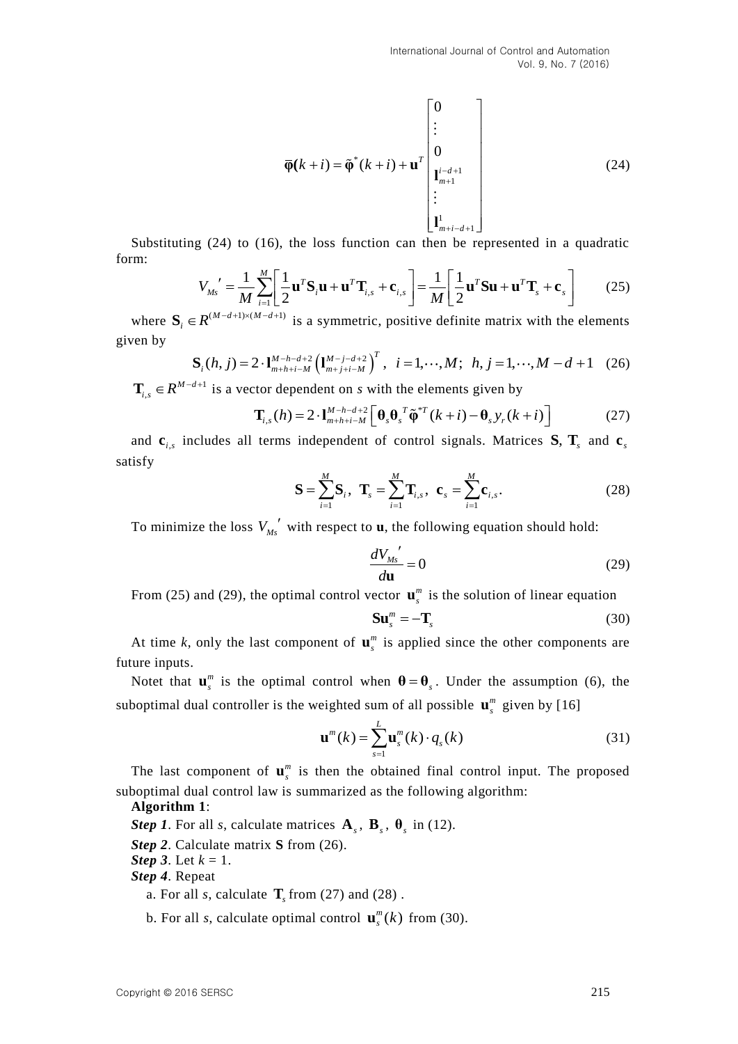$$\bar{\boldsymbol{\varphi}}(k+i) = \tilde{\boldsymbol{\varphi}}^*(k+i) + \mathbf{u}^T \begin{bmatrix} 0 \\ \vdots \\ 0 \\ \mathbf{l}_{m+1}^{i-d+1} \\ \vdots \\ \mathbf{l}_{m+i-d+1}^{1} \end{bmatrix} \tag{24}$$

Substituting (24) to (16), the loss function can then be represented in a quadratic form:

$$V_{Ms}{}' = \frac{1}{M}\sum_{i=1}^{M}\left[\frac{1}{2}\mathbf{u}^T\mathbf{S}_i\mathbf{u} + \mathbf{u}^T\mathbf{T}_{i,s} + \mathbf{c}_{i,s}\right] = \frac{1}{M}\left[\frac{1}{2}\mathbf{u}^T\mathbf{S}\mathbf{u} + \mathbf{u}^T\mathbf{T}_s + \mathbf{c}_s\right] \tag{25}$$

where $\mathbf{S}_i \in R^{(M-d+1)\times(M-d+1)}$ is a symmetric, positive definite matrix with the elements given by

$$\mathbf{S}_i(h,j) = 2\cdot\mathbf{l}_{m+h+i-M}^{M-h-d+2}\left(\mathbf{l}_{m+j+i-M}^{M-j-d+2}\right)^T, \quad i=1,\cdots,M; \quad h,j=1,\cdots,M-d+1 \tag{26}$$

$\mathbf{T}_{i,s} \in R^{M-d+1}$ is a vector dependent on *s* with the elements given by

$$\mathbf{T}_{i,s}(h) = 2\cdot\mathbf{l}_{m+h+i-M}^{M-h-d+2}\left[\boldsymbol{\theta}_s\boldsymbol{\theta}_s{}^T\tilde{\boldsymbol{\varphi}}^{*T}(k+i) - \boldsymbol{\theta}_s y_r(k+i)\right] \tag{27}$$

and $\mathbf{c}_{i,s}$ includes all terms independent of control signals. Matrices $\mathbf{S}$, $\mathbf{T}_s$ and $\mathbf{c}_s$ satisfy

$$\mathbf{S} = \sum_{i=1}^{M}\mathbf{S}_i, \quad \mathbf{T}_s = \sum_{i=1}^{M}\mathbf{T}_{i,s}, \quad \mathbf{c}_s = \sum_{i=1}^{M}\mathbf{c}_{i,s}. \tag{28}$$

To minimize the loss $V_{Ms}{}'$ with respect to $\mathbf{u}$, the following equation should hold:

$$\frac{dV_{Ms}{}'}{d\mathbf{u}} = 0 \tag{29}$$

From (25) and (29), the optimal control vector $\mathbf{u}_s^m$ is the solution of linear equation

$$\mathbf{S}\mathbf{u}_s^m = -\mathbf{T}_s \tag{30}$$

At time *k*, only the last component of $\mathbf{u}_s^m$ is applied since the other components are future inputs.

Notet that $\mathbf{u}_s^m$ is the optimal control when $\boldsymbol{\theta} = \boldsymbol{\theta}_s$. Under the assumption (6), the suboptimal dual controller is the weighted sum of all possible $\mathbf{u}_s^m$ given by [16]

$$\mathbf{u}^m(k) = \sum_{s=1}^{L}\mathbf{u}_s^m(k)\cdot q_s(k) \tag{31}$$

The last component of $\mathbf{u}_s^m$ is then the obtained final control input. The proposed suboptimal dual control law is summarized as the following algorithm:

**Algorithm 1**:

***Step 1***. For all *s*, calculate matrices $\mathbf{A}_s$, $\mathbf{B}_s$, $\boldsymbol{\theta}_s$ in (12).

***Step 2***. Calculate matrix **S** from (26).

***Step 3***. Let $k = 1$.

***Step 4***. Repeat

a. For all *s*, calculate $\mathbf{T}_s$ from (27) and (28) .

b. For all *s*, calculate optimal control $\mathbf{u}_s^m(k)$ from (30).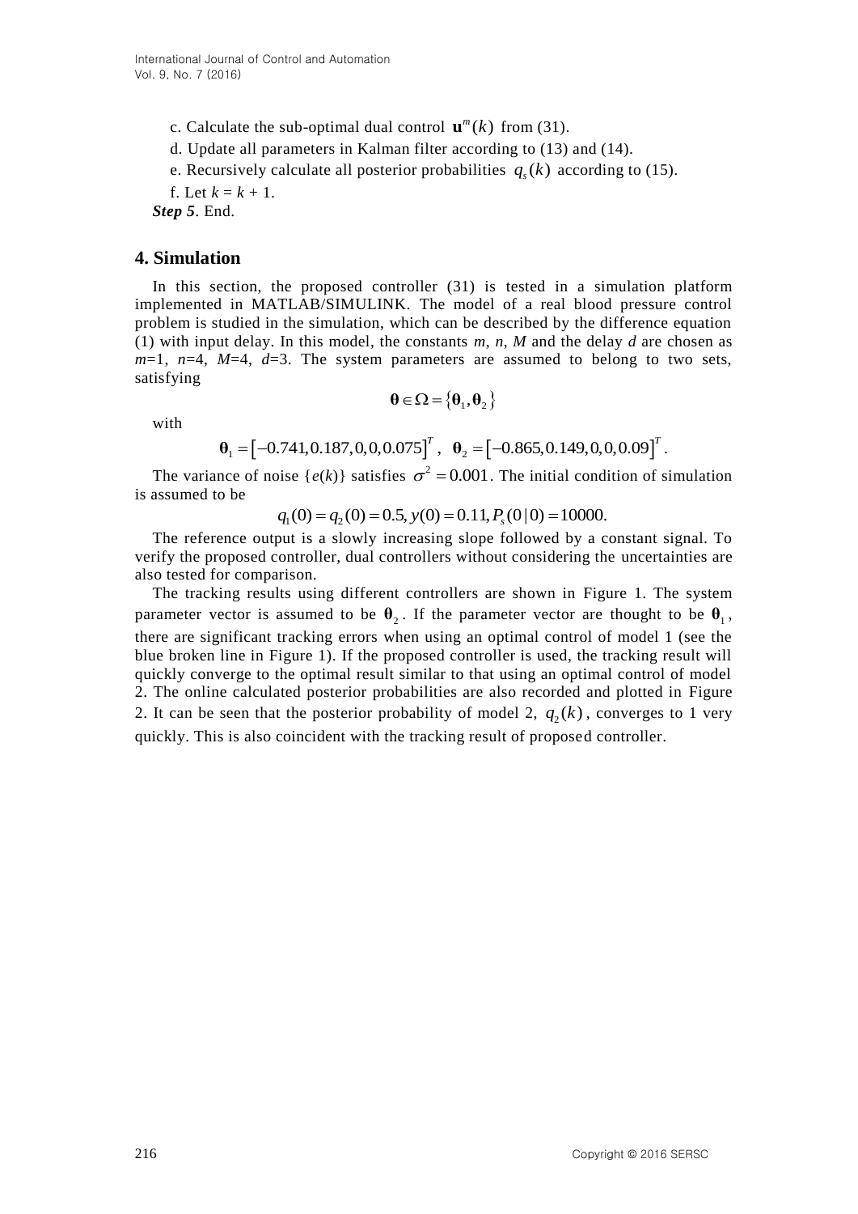c. Calculate the sub-optimal dual control $\mathbf{u}^m(k)$ from (31).

d. Update all parameters in Kalman filter according to (13) and (14).

e. Recursively calculate all posterior probabilities $q_s(k)$ according to (15).

f. Let $k = k + 1$.

***Step 5***. End.

## 4. Simulation

In this section, the proposed controller (31) is tested in a simulation platform implemented in MATLAB/SIMULINK. The model of a real blood pressure control problem is studied in the simulation, which can be described by the difference equation (1) with input delay. In this model, the constants *m*, *n*, *M* and the delay *d* are chosen as *m*=1, *n*=4, *M*=4, *d*=3. The system parameters are assumed to belong to two sets, satisfying

$$\boldsymbol{\theta} \in \Omega = \{\boldsymbol{\theta}_1, \boldsymbol{\theta}_2\}$$

with

$$\boldsymbol{\theta}_1 = [-0.741, 0.187, 0, 0, 0.075]^T, \ \ \boldsymbol{\theta}_2 = [-0.865, 0.149, 0, 0, 0.09]^T.$$

The variance of noise $\{e(k)\}$ satisfies $\sigma^2 = 0.001$. The initial condition of simulation is assumed to be

$$q_1(0) = q_2(0) = 0.5, y(0) = 0.11, P_s(0|0) = 10000.$$

The reference output is a slowly increasing slope followed by a constant signal. To verify the proposed controller, dual controllers without considering the uncertainties are also tested for comparison.

The tracking results using different controllers are shown in Figure 1. The system parameter vector is assumed to be $\boldsymbol{\theta}_2$. If the parameter vector are thought to be $\boldsymbol{\theta}_1$, there are significant tracking errors when using an optimal control of model 1 (see the blue broken line in Figure 1). If the proposed controller is used, the tracking result will quickly converge to the optimal result similar to that using an optimal control of model 2. The online calculated posterior probabilities are also recorded and plotted in Figure 2. It can be seen that the posterior probability of model 2, $q_2(k)$, converges to 1 very quickly. This is also coincident with the tracking result of proposed controller.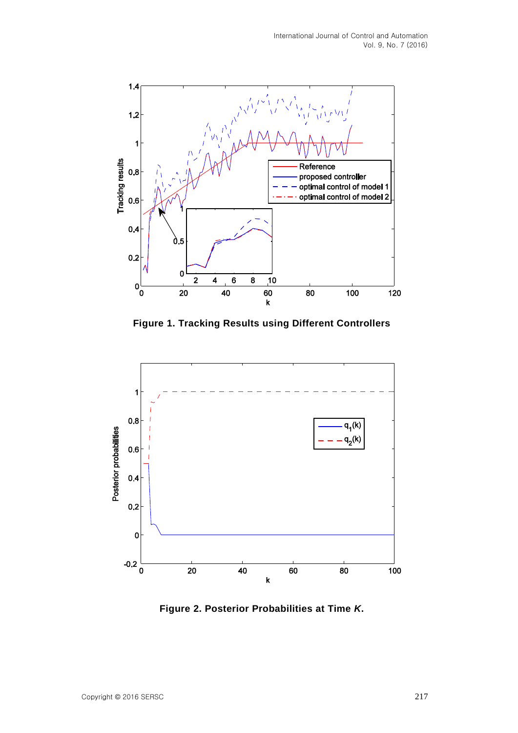**Figure 1. Tracking Results using Different Controllers**

**Figure 2. Posterior Probabilities at Time *K*.**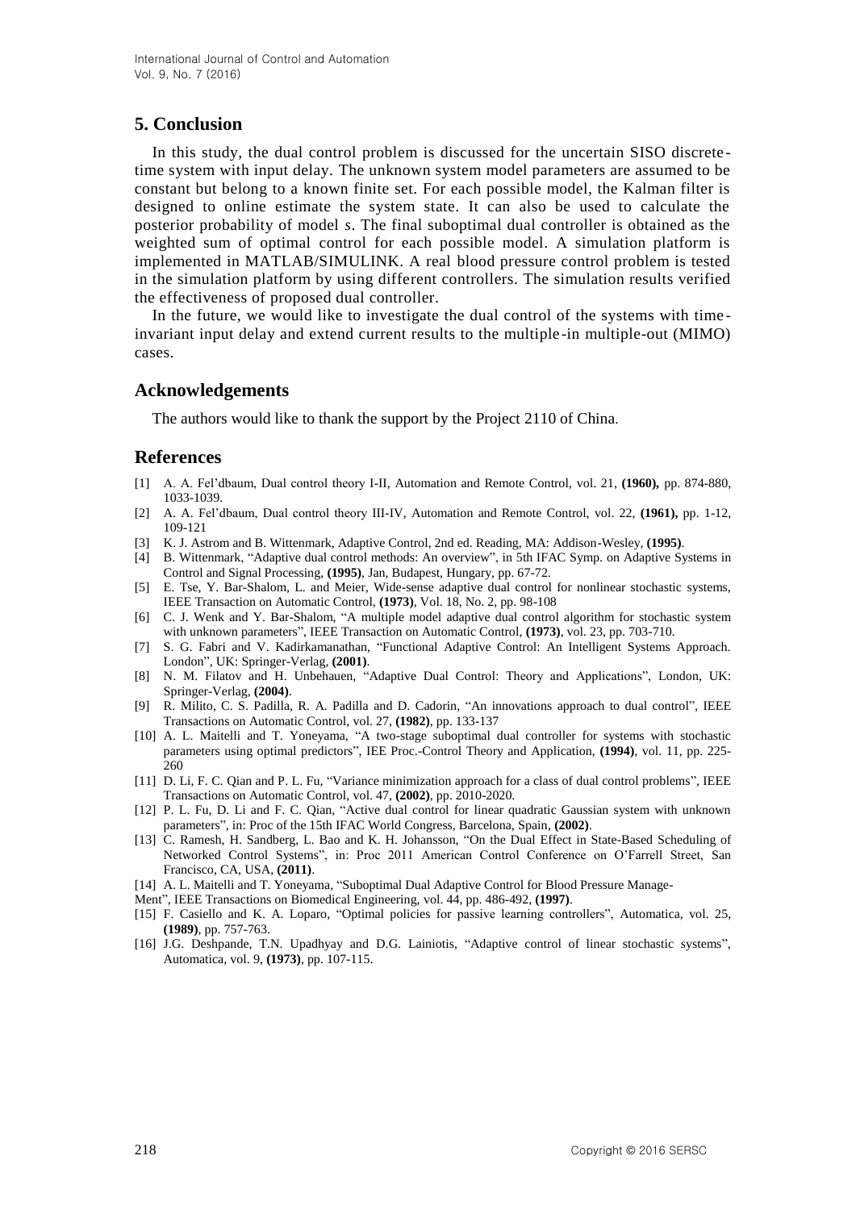## 5. Conclusion

In this study, the dual control problem is discussed for the uncertain SISO discrete-time system with input delay. The unknown system model parameters are assumed to be constant but belong to a known finite set. For each possible model, the Kalman filter is designed to online estimate the system state. It can also be used to calculate the posterior probability of model $s$. The final suboptimal dual controller is obtained as the weighted sum of optimal control for each possible model. A simulation platform is implemented in MATLAB/SIMULINK. A real blood pressure control problem is tested in the simulation platform by using different controllers. The simulation results verified the effectiveness of proposed dual controller.

In the future, we would like to investigate the dual control of the systems with time-invariant input delay and extend current results to the multiple-in multiple-out (MIMO) cases.

## Acknowledgements

The authors would like to thank the support by the Project 2110 of China.

## References

[1] A. A. Fel'dbaum, Dual control theory I-II, Automation and Remote Control, vol. 21, **(1960),** pp. 874-880, 1033-1039.

[2] A. A. Fel'dbaum, Dual control theory III-IV, Automation and Remote Control, vol. 22, **(1961),** pp. 1-12, 109-121

[3] K. J. Astrom and B. Wittenmark, Adaptive Control, 2nd ed. Reading, MA: Addison-Wesley, **(1995)**.

[4] B. Wittenmark, "Adaptive dual control methods: An overview", in 5th IFAC Symp. on Adaptive Systems in Control and Signal Processing, **(1995)**, Jan, Budapest, Hungary, pp. 67-72.

[5] E. Tse, Y. Bar-Shalom, L. and Meier, Wide-sense adaptive dual control for nonlinear stochastic systems, IEEE Transaction on Automatic Control, **(1973)**, Vol. 18, No. 2, pp. 98-108

[6] C. J. Wenk and Y. Bar-Shalom, "A multiple model adaptive dual control algorithm for stochastic system with unknown parameters", IEEE Transaction on Automatic Control, **(1973)**, vol. 23, pp. 703-710.

[7] S. G. Fabri and V. Kadirkamanathan, "Functional Adaptive Control: An Intelligent Systems Approach. London", UK: Springer-Verlag, **(2001)**.

[8] N. M. Filatov and H. Unbehauen, "Adaptive Dual Control: Theory and Applications", London, UK: Springer-Verlag, **(2004)**.

[9] R. Milito, C. S. Padilla, R. A. Padilla and D. Cadorin, "An innovations approach to dual control", IEEE Transactions on Automatic Control, vol. 27, **(1982)**, pp. 133-137

[10] A. L. Maitelli and T. Yoneyama, "A two-stage suboptimal dual controller for systems with stochastic parameters using optimal predictors", IEE Proc.-Control Theory and Application, **(1994)**, vol. 11, pp. 225-260

[11] D. Li, F. C. Qian and P. L. Fu, "Variance minimization approach for a class of dual control problems", IEEE Transactions on Automatic Control, vol. 47, **(2002)**, pp. 2010-2020.

[12] P. L. Fu, D. Li and F. C. Qian, "Active dual control for linear quadratic Gaussian system with unknown parameters", in: Proc of the 15th IFAC World Congress, Barcelona, Spain, **(2002)**.

[13] C. Ramesh, H. Sandberg, L. Bao and K. H. Johansson, "On the Dual Effect in State-Based Scheduling of Networked Control Systems", in: Proc 2011 American Control Conference on O'Farrell Street, San Francisco, CA, USA, **(2011)**.

[14] A. L. Maitelli and T. Yoneyama, "Suboptimal Dual Adaptive Control for Blood Pressure Manage-Ment", IEEE Transactions on Biomedical Engineering, vol. 44, pp. 486-492, **(1997)**.

[15] F. Casiello and K. A. Loparo, "Optimal policies for passive learning controllers", Automatica, vol. 25, **(1989)**, pp. 757-763.

[16] J.G. Deshpande, T.N. Upadhyay and D.G. Lainiotis, "Adaptive control of linear stochastic systems", Automatica, vol. 9, **(1973)**, pp. 107-115.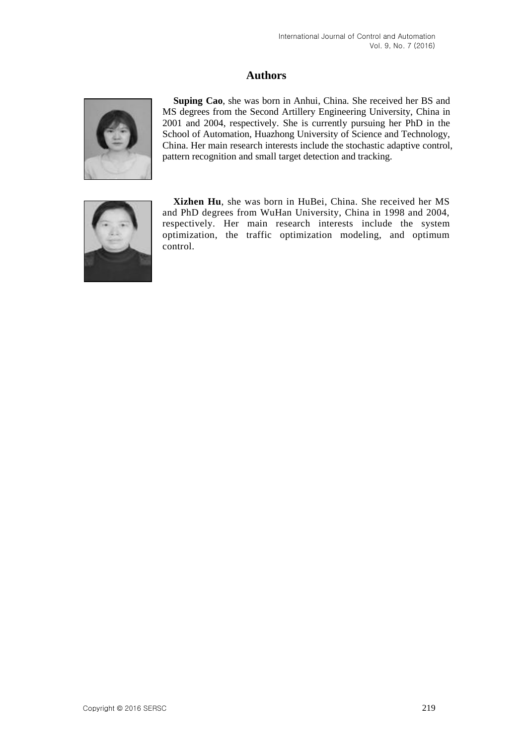# Authors

**Suping Cao**, she was born in Anhui, China. She received her BS and MS degrees from the Second Artillery Engineering University, China in 2001 and 2004, respectively. She is currently pursuing her PhD in the School of Automation, Huazhong University of Science and Technology, China. Her main research interests include the stochastic adaptive control, pattern recognition and small target detection and tracking.

**Xizhen Hu**, she was born in HuBei, China. She received her MS and PhD degrees from WuHan University, China in 1998 and 2004, respectively. Her main research interests include the system optimization, the traffic optimization modeling, and optimum control.